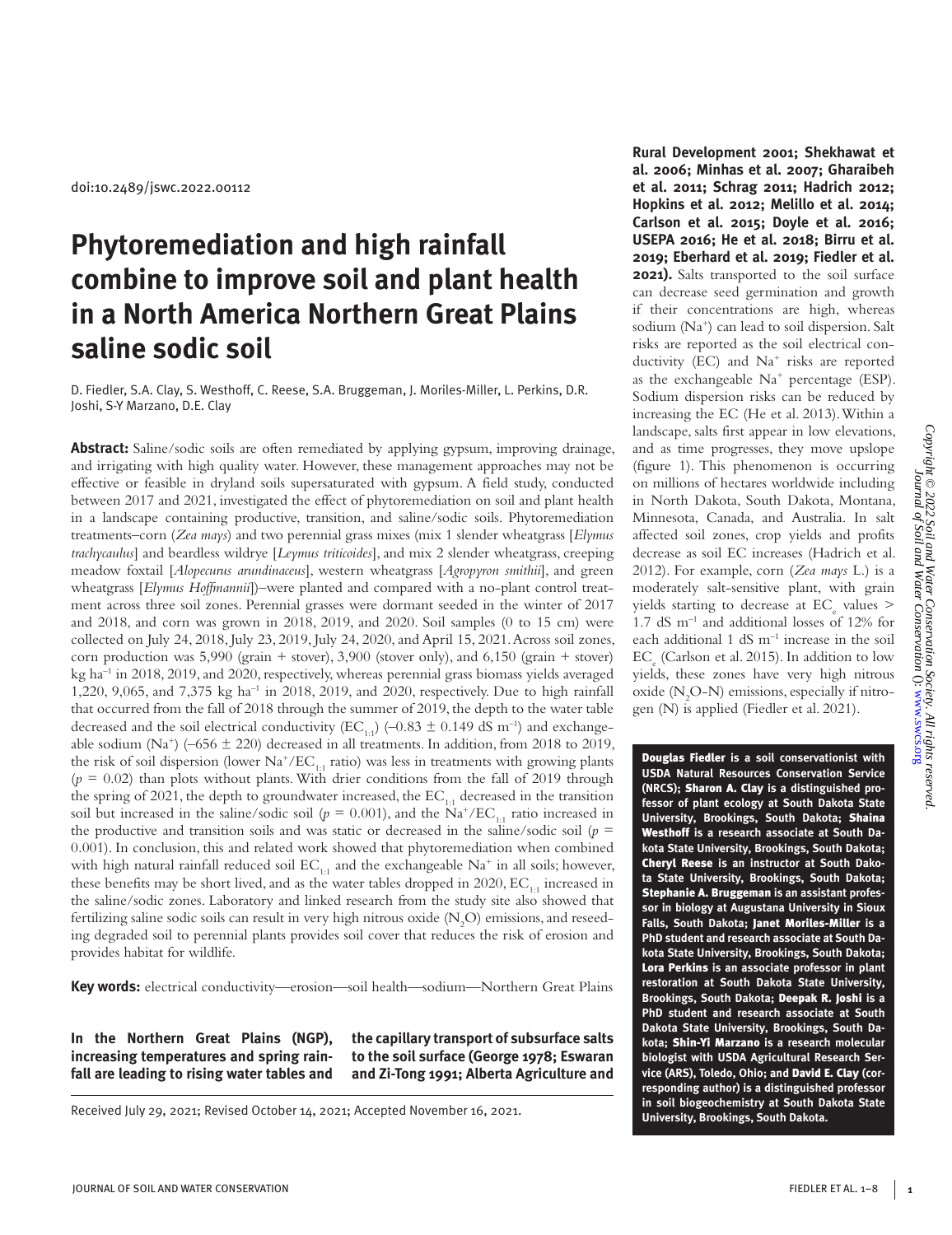doi:10.2489/jswc.2022.00112

# Phytoremediation and high rainfall combine to improve soil and plant health in a North America Northern Great Plains saline sodic soil

D. Fiedler, S.A. Clay, S. Westhoff, C. Reese, S.A. Bruggeman, J. Moriles-Miller, L. Perkins, D.R. Joshi, S-Y Marzano, D.E. Clay

**Abstract:** Saline/sodic soils are often remediated by applying gypsum, improving drainage, and irrigating with high quality water. However, these management approaches may not be effective or feasible in dryland soils supersaturated with gypsum. A field study, conducted between 2017 and 2021, investigated the effect of phytoremediation on soil and plant health in a landscape containing productive, transition, and saline/sodic soils. Phytoremediation treatments–corn (*Zea mays*) and two perennial grass mixes (mix 1 slender wheatgrass [*Elymus trachycaulus*] and beardless wildrye [*Leymus triticoides*], and mix 2 slender wheatgrass, creeping meadow foxtail [*Alopecurus arundinaceus*], western wheatgrass [*Agropyron smithii*], and green wheatgrass [*Elymus Hoffmannii*])–were planted and compared with a no-plant control treatment across three soil zones. Perennial grasses were dormant seeded in the winter of 2017 and 2018, and corn was grown in 2018, 2019, and 2020. Soil samples (0 to 15 cm) were collected on July 24, 2018, July 23, 2019, July 24, 2020, and April 15, 2021. Across soil zones, corn production was 5,990 (grain + stover), 3,900 (stover only), and 6,150 (grain + stover) kg ha$^{-1}$ in 2018, 2019, and 2020, respectively, whereas perennial grass biomass yields averaged 1,220, 9,065, and 7,375 kg ha$^{-1}$ in 2018, 2019, and 2020, respectively. Due to high rainfall that occurred from the fall of 2018 through the summer of 2019, the depth to the water table decreased and the soil electrical conductivity ($EC_{1:1}$) ($-0.83 \pm 0.149$ dS m$^{-1}$) and exchangeable sodium ($Na^+$) ($-656 \pm 220$) decreased in all treatments. In addition, from 2018 to 2019, the risk of soil dispersion (lower $Na^+/EC_{1:1}$ ratio) was less in treatments with growing plants ($p = 0.02$) than plots without plants. With drier conditions from the fall of 2019 through the spring of 2021, the depth to groundwater increased, the $EC_{1:1}$ decreased in the transition soil but increased in the saline/sodic soil ($p = 0.001$), and the $Na^+/EC_{1:1}$ ratio increased in the productive and transition soils and was static or decreased in the saline/sodic soil ($p = 0.001$). In conclusion, this and related work showed that phytoremediation when combined with high natural rainfall reduced soil $EC_{1:1}$ and the exchangeable $Na^+$ in all soils; however, these benefits may be short lived, and as the water tables dropped in 2020, $EC_{1:1}$ increased in the saline/sodic zones. Laboratory and linked research from the study site also showed that fertilizing saline sodic soils can result in very high nitrous oxide ($N_2O$) emissions, and reseeding degraded soil to perennial plants provides soil cover that reduces the risk of erosion and provides habitat for wildlife.

**Key words:** electrical conductivity—erosion—soil health—sodium—Northern Great Plains

**In the Northern Great Plains (NGP), increasing temperatures and spring rainfall are leading to rising water tables and the capillary transport of subsurface salts to the soil surface (George 1978; Eswaran and Zi-Tong 1991; Alberta Agriculture and Rural Development 2001; Shekhawat et al. 2006; Minhas et al. 2007; Gharaibeh et al. 2011; Schrag 2011; Hadrich 2012; Hopkins et al. 2012; Melillo et al. 2014; Carlson et al. 2015; Doyle et al. 2016; USEPA 2016; He et al. 2018; Birru et al. 2019; Eberhard et al. 2019; Fiedler et al. 2021).** Salts transported to the soil surface can decrease seed germination and growth if their concentrations are high, whereas sodium ($Na^+$) can lead to soil dispersion. Salt risks are reported as the soil electrical conductivity (EC) and $Na^+$ risks are reported as the exchangeable $Na^+$ percentage (ESP). Sodium dispersion risks can be reduced by increasing the EC (He et al. 2013). Within a landscape, salts first appear in low elevations, and as time progresses, they move upslope (figure 1). This phenomenon is occurring on millions of hectares worldwide including in North Dakota, South Dakota, Montana, Minnesota, Canada, and Australia. In salt affected soil zones, crop yields and profits decrease as soil EC increases (Hadrich et al. 2012). For example, corn (*Zea mays* L.) is a moderately salt-sensitive plant, with grain yields starting to decrease at $EC_e$ values > 1.7 dS m$^{-1}$ and additional losses of 12% for each additional 1 dS m$^{-1}$ increase in the soil $EC_e$ (Carlson et al. 2015). In addition to low yields, these zones have very high nitrous oxide ($N_2O$-N) emissions, especially if nitrogen (N) is applied (Fiedler et al. 2021).

**Douglas Fiedler** is a soil conservationist with USDA Natural Resources Conservation Service (NRCS); **Sharon A. Clay** is a distinguished professor of plant ecology at South Dakota State University, Brookings, South Dakota; **Shaina Westhoff** is a research associate at South Dakota State University, Brookings, South Dakota; **Cheryl Reese** is an instructor at South Dakota State University, Brookings, South Dakota; **Stephanie A. Bruggeman** is an assistant professor in biology at Augustana University in Sioux Falls, South Dakota; **Janet Moriles-Miller** is a PhD student and research associate at South Dakota State University, Brookings, South Dakota; **Lora Perkins** is an associate professor in plant restoration at South Dakota State University, Brookings, South Dakota; **Deepak R. Joshi** is a PhD student and research associate at South Dakota State University, Brookings, South Dakota; **Shin-Yi Marzano** is a research molecular biologist with USDA Agricultural Research Service (ARS), Toledo, Ohio; and **David E. Clay** (corresponding author) is a distinguished professor in soil biogeochemistry at South Dakota State University, Brookings, South Dakota.

Received July 29, 2021; Revised October 14, 2021; Accepted November 16, 2021.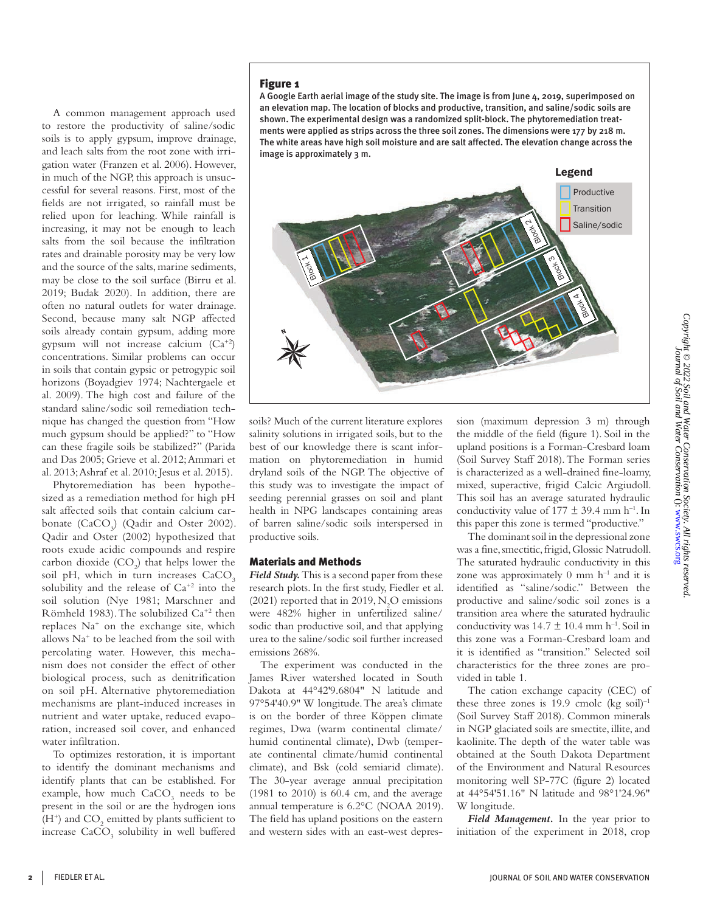A common management approach used to restore the productivity of saline/sodic soils is to apply gypsum, improve drainage, and leach salts from the root zone with irrigation water (Franzen et al. 2006). However, in much of the NGP, this approach is unsuccessful for several reasons. First, most of the fields are not irrigated, so rainfall must be relied upon for leaching. While rainfall is increasing, it may not be enough to leach salts from the soil because the infiltration rates and drainable porosity may be very low and the source of the salts, marine sediments, may be close to the soil surface (Birru et al. 2019; Budak 2020). In addition, there are often no natural outlets for water drainage. Second, because many salt NGP affected soils already contain gypsum, adding more gypsum will not increase calcium ($Ca^{+2}$) concentrations. Similar problems can occur in soils that contain gypsic or petrogypic soil horizons (Boyadgiev 1974; Nachtergaele et al. 2009). The high cost and failure of the standard saline/sodic soil remediation technique has changed the question from "How much gypsum should be applied?" to "How can these fragile soils be stabilized?" (Parida and Das 2005; Grieve et al. 2012; Ammari et al. 2013; Ashraf et al. 2010; Jesus et al. 2015).

Phytoremediation has been hypothesized as a remediation method for high pH salt affected soils that contain calcium carbonate ($CaCO_3$) (Qadir and Oster 2002). Qadir and Oster (2002) hypothesized that roots exude acidic compounds and respire carbon dioxide ($CO_2$) that helps lower the soil pH, which in turn increases $CaCO_3$ solubility and the release of $Ca^{+2}$ into the soil solution (Nye 1981; Marschner and Römheld 1983). The solubilized $Ca^{+2}$ then replaces $Na^+$ on the exchange site, which allows $Na^+$ to be leached from the soil with percolating water. However, this mechanism does not consider the effect of other biological process, such as denitrification on soil pH. Alternative phytoremediation mechanisms are plant-induced increases in nutrient and water uptake, reduced evaporation, increased soil cover, and enhanced water infiltration.

To optimizes restoration, it is important to identify the dominant mechanisms and identify plants that can be established. For example, how much $CaCO_3$ needs to be present in the soil or are the hydrogen ions ($H^+$) and $CO_2$ emitted by plants sufficient to increase $CaCO_3$ solubility in well buffered soils? Much of the current literature explores salinity solutions in irrigated soils, but to the best of our knowledge there is scant information on phytoremediation in humid dryland soils of the NGP. The objective of this study was to investigate the impact of seeding perennial grasses on soil and plant health in NPG landscapes containing areas of barren saline/sodic soils interspersed in productive soils.

**Figure 1**
A Google Earth aerial image of the study site. The image is from June 4, 2019, superimposed on an elevation map. The location of blocks and productive, transition, and saline/sodic soils are shown. The experimental design was a randomized split-block. The phytoremediation treatments were applied as strips across the three soil zones. The dimensions were 177 by 218 m. The white areas have high soil moisture and are salt affected. The elevation change across the image is approximately 3 m.

## Materials and Methods

***Field Study.*** This is a second paper from these research plots. In the first study, Fiedler et al. (2021) reported that in 2019, $N_2O$ emissions were 482% higher in unfertilized saline/sodic than productive soil, and that applying urea to the saline/sodic soil further increased emissions 268%.

The experiment was conducted in the James River watershed located in South Dakota at 44°42'9.6804" N latitude and 97°54'40.9" W longitude. The area's climate is on the border of three Köppen climate regimes, Dwa (warm continental climate/humid continental climate), Dwb (temperate continental climate/humid continental climate), and Bsk (cold semiarid climate). The 30-year average annual precipitation (1981 to 2010) is 60.4 cm, and the average annual temperature is 6.2°C (NOAA 2019). The field has upland positions on the eastern and western sides with an east-west depression (maximum depression 3 m) through the middle of the field (figure 1). Soil in the upland positions is a Forman-Cresbard loam (Soil Survey Staff 2018). The Forman series is characterized as a well-drained fine-loamy, mixed, superactive, frigid Calcic Argiudoll. This soil has an average saturated hydraulic conductivity value of 177 ± 39.4 mm $h^{-1}$. In this paper this zone is termed "productive."

The dominant soil in the depressional zone was a fine, smectitic, frigid, Glossic Natrudoll. The saturated hydraulic conductivity in this zone was approximately 0 mm $h^{-1}$ and it is identified as "saline/sodic." Between the productive and saline/sodic soil zones is a transition area where the saturated hydraulic conductivity was 14.7 ± 10.4 mm $h^{-1}$. Soil in this zone was a Forman-Cresbard loam and it is identified as "transition." Selected soil characteristics for the three zones are provided in table 1.

The cation exchange capacity (CEC) of these three zones is 19.9 cmolc (kg soil)$^{-1}$ (Soil Survey Staff 2018). Common minerals in NGP glaciated soils are smectite, illite, and kaolinite. The depth of the water table was obtained at the South Dakota Department of the Environment and Natural Resources monitoring well SP-77C (figure 2) located at 44°54'51.16" N latitude and 98°1'24.96" W longitude.

***Field Management.*** In the year prior to initiation of the experiment in 2018, crop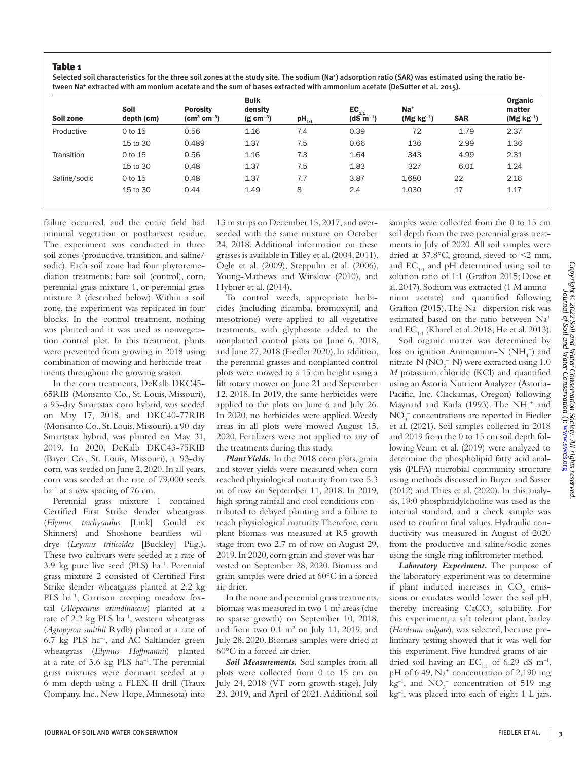## Table 1

Selected soil characteristics for the three soil zones at the study site. The sodium ($Na^+$) adsorption ratio (SAR) was estimated using the ratio between $Na^+$ extracted with ammonium acetate and the sum of bases extracted with ammonium acetate (DeSutter et al. 2015).

| Soil zone | Soil depth (cm) | Porosity ($cm^3$ $cm^{-3}$) | Bulk density (g $cm^{-3}$) | $pH_{1:1}$ | $EC_{1:1}$ (dS $m^{-1}$) | $Na^+$ (Mg $kg^{-1}$) | SAR | Organic matter (Mg $kg^{-1}$) |
|---|---|---|---|---|---|---|---|---|
| Productive | 0 to 15 | 0.56 | 1.16 | 7.4 | 0.39 | 72 | 1.79 | 2.37 |
| | 15 to 30 | 0.489 | 1.37 | 7.5 | 0.66 | 136 | 2.99 | 1.36 |
| Transition | 0 to 15 | 0.56 | 1.16 | 7.3 | 1.64 | 343 | 4.99 | 2.31 |
| | 15 to 30 | 0.48 | 1.37 | 7.5 | 1.83 | 327 | 6.01 | 1.24 |
| Saline/sodic | 0 to 15 | 0.48 | 1.37 | 7.7 | 3.87 | 1,680 | 22 | 2.16 |
| | 15 to 30 | 0.44 | 1.49 | 8 | 2.4 | 1,030 | 17 | 1.17 |

failure occurred, and the entire field had minimal vegetation or postharvest residue. The experiment was conducted in three soil zones (productive, transition, and saline/sodic). Each soil zone had four phytoremediation treatments: bare soil (control), corn, perennial grass mixture 1, or perennial grass mixture 2 (described below). Within a soil zone, the experiment was replicated in four blocks. In the control treatment, nothing was planted and it was used as nonvegetation control plot. In this treatment, plants were prevented from growing in 2018 using combination of mowing and herbicide treatments throughout the growing season.

In the corn treatments, DeKalb DKC45-65RIB (Monsanto Co., St. Louis, Missouri), a 95-day Smartstax corn hybrid, was seeded on May 17, 2018, and DKC40-77RIB (Monsanto Co., St. Louis, Missouri), a 90-day Smartstax hybrid, was planted on May 31, 2019. In 2020, DeKalb DKC43-75RIB (Bayer Co., St. Louis, Missouri), a 93-day corn, was seeded on June 2, 2020. In all years, corn was seeded at the rate of 79,000 seeds $ha^{-1}$ at a row spacing of 76 cm.

Perennial grass mixture 1 contained Certified First Strike slender wheatgrass (*Elymus trachycaulus* [Link] Gould ex Shinners) and Shoshone beardless wildrye (*Leymus triticoides* [Buckley] Pilg.). These two cultivars were seeded at a rate of 3.9 kg pure live seed (PLS) $ha^{-1}$. Perennial grass mixture 2 consisted of Certified First Strike slender wheatgrass planted at 2.2 kg PLS $ha^{-1}$, Garrison creeping meadow foxtail (*Alopecurus arundinaceus*) planted at a rate of 2.2 kg PLS $ha^{-1}$, western wheatgrass (*Agropyron smithii* Rydb) planted at a rate of 6.7 kg PLS $ha^{-1}$, and AC Saltlander green wheatgrass (*Elymus Hoffmannii*) planted at a rate of 3.6 kg PLS $ha^{-1}$. The perennial grass mixtures were dormant seeded at a 6 mm depth using a FLEX-II drill (Traux Company, Inc., New Hope, Minnesota) into 13 m strips on December 15, 2017, and overseeded with the same mixture on October 24, 2018. Additional information on these grasses is available in Tilley et al. (2004, 2011), Ogle et al. (2009), Steppuhn et al. (2006), Young-Mathews and Winslow (2010), and Hybner et al. (2014).

To control weeds, appropriate herbicides (including dicamba, bromoxynil, and mesotrione) were applied to all vegetative treatments, with glyphosate added to the nonplanted control plots on June 6, 2018, and June 27, 2018 (Fiedler 2020). In addition, the perennial grasses and nonplanted control plots were mowed to a 15 cm height using a lift rotary mower on June 21 and September 12, 2018. In 2019, the same herbicides were applied to the plots on June 6 and July 26. In 2020, no herbicides were applied. Weedy areas in all plots were mowed August 15, 2020. Fertilizers were not applied to any of the treatments during this study.

***Plant Yields.*** In the 2018 corn plots, grain and stover yields were measured when corn reached physiological maturity from two 5.3 m of row on September 11, 2018. In 2019, high spring rainfall and cool conditions contributed to delayed planting and a failure to reach physiological maturity. Therefore, corn plant biomass was measured at R5 growth stage from two 2.7 m of row on August 29, 2019. In 2020, corn grain and stover was harvested on September 28, 2020. Biomass and grain samples were dried at 60°C in a forced air drier.

In the none and perennial grass treatments, biomass was measured in two 1 $m^2$ areas (due to sparse growth) on September 10, 2018, and from two 0.1 $m^2$ on July 11, 2019, and July 28, 2020. Biomass samples were dried at 60°C in a forced air drier.

***Soil Measurements.*** Soil samples from all plots were collected from 0 to 15 cm on July 24, 2018 (VT corn growth stage), July 23, 2019, and April of 2021. Additional soil samples were collected from the 0 to 15 cm soil depth from the two perennial grass treatments in July of 2020. All soil samples were dried at 37.8°C, ground, sieved to <2 mm, and $EC_{1:1}$ and pH determined using soil to solution ratio of 1:1 (Grafton 2015; Dose et al. 2017). Sodium was extracted (1 M ammonium acetate) and quantified following Grafton (2015). The $Na^+$ dispersion risk was estimated based on the ratio between $Na^+$ and $EC_{1:1}$ (Kharel et al. 2018; He et al. 2013).

Soil organic matter was determined by loss on ignition. Ammonium-N ($NH_4^+$) and nitrate-N ($NO_3^-$-N) were extracted using 1.0 *M* potassium chloride (KCl) and quantified using an Astoria Nutrient Analyzer (Astoria-Pacific, Inc. Clackamas, Oregon) following Maynard and Karla (1993). The $NH_4^+$ and $NO_3^-$ concentrations are reported in Fiedler et al. (2021). Soil samples collected in 2018 and 2019 from the 0 to 15 cm soil depth following Veum et al. (2019) were analyzed to determine the phospholipid fatty acid analysis (PLFA) microbial community structure using methods discussed in Buyer and Sasser (2012) and Thies et al. (2020). In this analysis, 19:0 phosphatidylcholine was used as the internal standard, and a check sample was used to confirm final values. Hydraulic conductivity was measured in August of 2020 from the productive and saline/sodic zones using the single ring infiltrometer method.

***Laboratory Experiment.*** The purpose of the laboratory experiment was to determine if plant induced increases in $CO_2$ emissions or exudates would lower the soil pH, thereby increasing $CaCO_3$ solubility. For this experiment, a salt tolerant plant, barley (*Hordeum vulgare*), was selected, because preliminary testing showed that it was well for this experiment. Five hundred grams of air-dried soil having an $EC_{1:1}$ of 6.29 dS $m^{-1}$, pH of 6.49, $Na^+$ concentration of 2,190 mg $kg^{-1}$, and $NO_3^-$ concentration of 519 mg $kg^{-1}$, was placed into each of eight 1 L jars.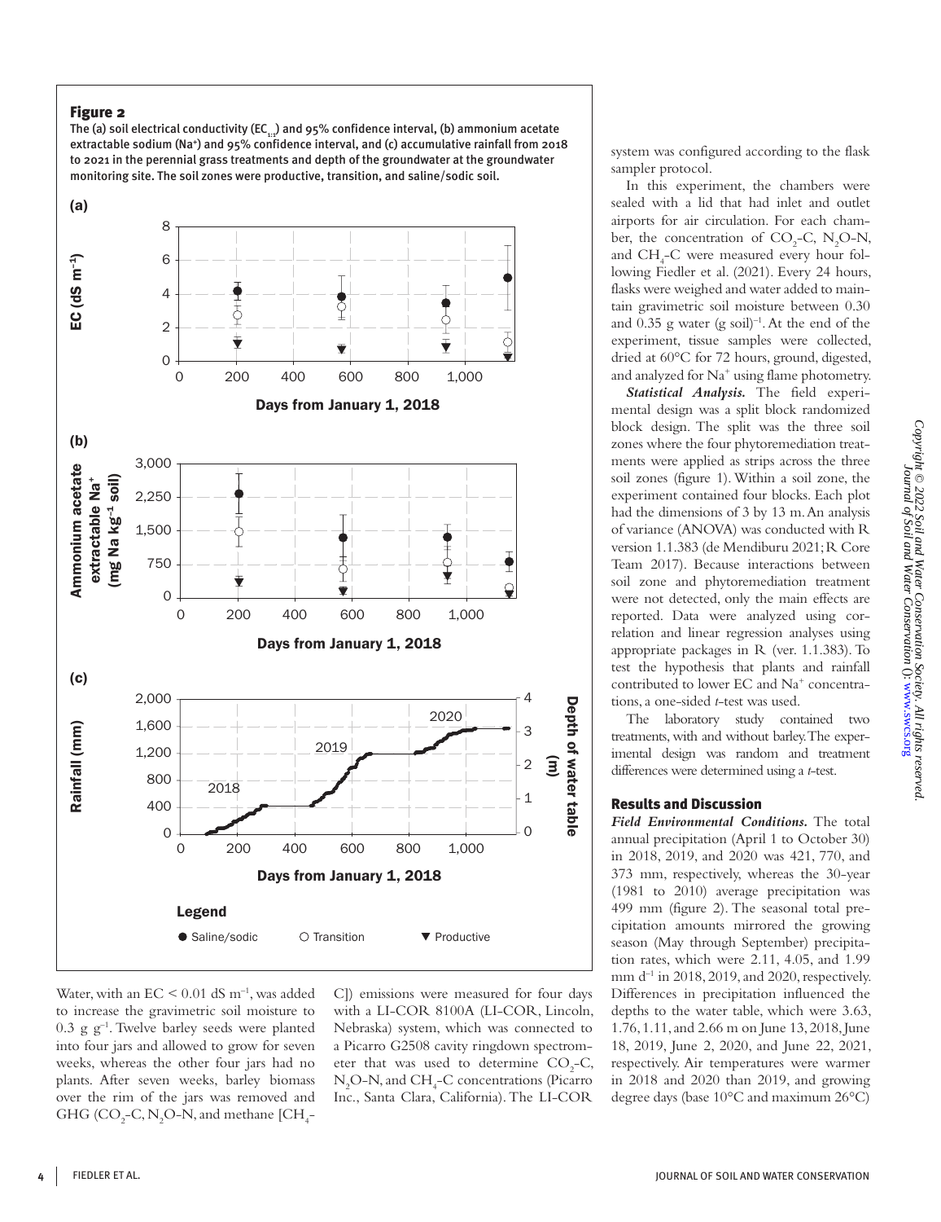**Figure 2**

The (a) soil electrical conductivity ($EC_{1:1}$) and 95% confidence interval, (b) ammonium acetate extractable sodium ($Na^+$) and 95% confidence interval, and (c) accumulative rainfall from 2018 to 2021 in the perennial grass treatments and depth of the groundwater at the groundwater monitoring site. The soil zones were productive, transition, and saline/sodic soil.

Water, with an EC < 0.01 dS $m^{-1}$, was added to increase the gravimetric soil moisture to 0.3 g $g^{-1}$. Twelve barley seeds were planted into four jars and allowed to grow for seven weeks, whereas the other four jars had no plants. After seven weeks, barley biomass over the rim of the jars was removed and GHG ($CO_2$-C, $N_2O$-N, and methane [$CH_4$-C]) emissions were measured for four days with a LI-COR 8100A (LI-COR, Lincoln, Nebraska) system, which was connected to a Picarro G2508 cavity ringdown spectrometer that was used to determine $CO_2$-C, $N_2O$-N, and $CH_4$-C concentrations (Picarro Inc., Santa Clara, California). The LI-COR system was configured according to the flask sampler protocol.

In this experiment, the chambers were sealed with a lid that had inlet and outlet airports for air circulation. For each chamber, the concentration of $CO_2$-C, $N_2O$-N, and $CH_4$-C were measured every hour following Fiedler et al. (2021). Every 24 hours, flasks were weighed and water added to maintain gravimetric soil moisture between 0.30 and 0.35 g water (g soil)$^{-1}$. At the end of the experiment, tissue samples were collected, dried at 60°C for 72 hours, ground, digested, and analyzed for $Na^+$ using flame photometry.

***Statistical Analysis.*** The field experimental design was a split block randomized block design. The split was the three soil zones where the four phytoremediation treatments were applied as strips across the three soil zones (figure 1). Within a soil zone, the experiment contained four blocks. Each plot had the dimensions of 3 by 13 m. An analysis of variance (ANOVA) was conducted with R version 1.1.383 (de Mendiburu 2021; R Core Team 2017). Because interactions between soil zone and phytoremediation treatment were not detected, only the main effects are reported. Data were analyzed using correlation and linear regression analyses using appropriate packages in R (ver. 1.1.383). To test the hypothesis that plants and rainfall contributed to lower EC and $Na^+$ concentrations, a one-sided $t$-test was used.

The laboratory study contained two treatments, with and without barley. The experimental design was random and treatment differences were determined using a $t$-test.

## Results and Discussion

***Field Environmental Conditions.*** The total annual precipitation (April 1 to October 30) in 2018, 2019, and 2020 was 421, 770, and 373 mm, respectively, whereas the 30-year (1981 to 2010) average precipitation was 499 mm (figure 2). The seasonal total precipitation amounts mirrored the growing season (May through September) precipitation rates, which were 2.11, 4.05, and 1.99 mm $d^{-1}$ in 2018, 2019, and 2020, respectively. Differences in precipitation influenced the depths to the water table, which were 3.63, 1.76, 1.11, and 2.66 m on June 13, 2018, June 18, 2019, June 2, 2020, and June 22, 2021, respectively. Air temperatures were warmer in 2018 and 2020 than 2019, and growing degree days (base 10°C and maximum 26°C)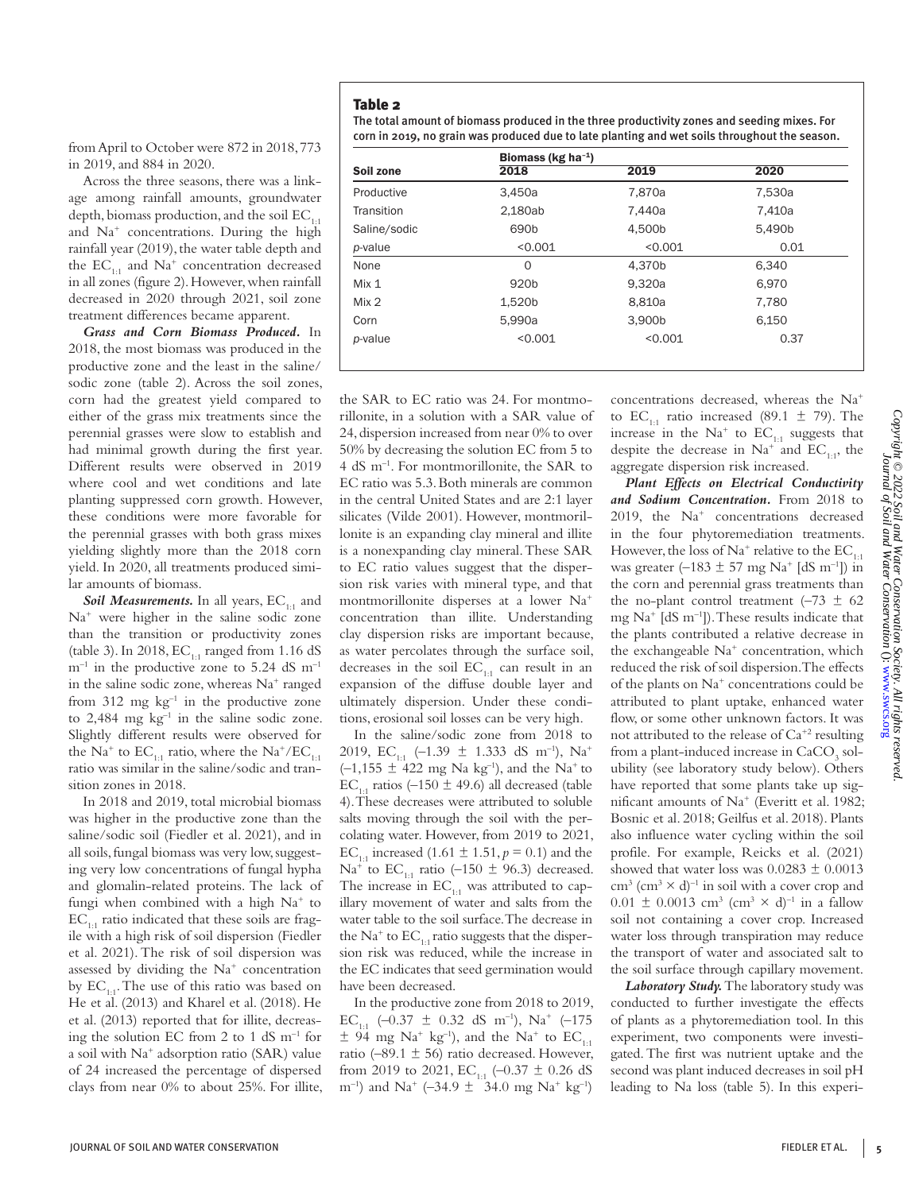from April to October were 872 in 2018, 773 in 2019, and 884 in 2020.

Across the three seasons, there was a linkage among rainfall amounts, groundwater depth, biomass production, and the soil $EC_{1:1}$ and $Na^+$ concentrations. During the high rainfall year (2019), the water table depth and the $EC_{1:1}$ and $Na^+$ concentration decreased in all zones (figure 2). However, when rainfall decreased in 2020 through 2021, soil zone treatment differences became apparent.

***Grass and Corn Biomass Produced.*** In 2018, the most biomass was produced in the productive zone and the least in the saline/sodic zone (table 2). Across the soil zones, corn had the greatest yield compared to either of the grass mix treatments since the perennial grasses were slow to establish and had minimal growth during the first year. Different results were observed in 2019 where cool and wet conditions and late planting suppressed corn growth. However, these conditions were more favorable for the perennial grasses with both grass mixes yielding slightly more than the 2018 corn yield. In 2020, all treatments produced similar amounts of biomass.

**Table 2**
The total amount of biomass produced in the three productivity zones and seeding mixes. For corn in 2019, no grain was produced due to late planting and wet soils throughout the season.

| Soil zone | Biomass (kg $ha^{-1}$) 2018 | 2019 | 2020 |
|---|---|---|---|
| Productive | 3,450a | 7,870a | 7,530a |
| Transition | 2,180ab | 7,440a | 7,410a |
| Saline/sodic | 690b | 4,500b | 5,490b |
| *p*-value | <0.001 | <0.001 | 0.01 |
| None | 0 | 4,370b | 6,340 |
| Mix 1 | 920b | 9,320a | 6,970 |
| Mix 2 | 1,520b | 8,810a | 7,780 |
| Corn | 5,990a | 3,900b | 6,150 |
| *p*-value | <0.001 | <0.001 | 0.37 |

***Soil Measurements.*** In all years, $EC_{1:1}$ and $Na^+$ were higher in the saline sodic zone than the transition or productivity zones (table 3). In 2018, $EC_{1:1}$ ranged from 1.16 dS $m^{-1}$ in the productive zone to 5.24 dS $m^{-1}$ in the saline sodic zone, whereas $Na^+$ ranged from 312 mg $kg^{-1}$ in the productive zone to 2,484 mg $kg^{-1}$ in the saline sodic zone. Slightly different results were observed for the $Na^+$ to $EC_{1:1}$ ratio, where the $Na^+/EC_{1:1}$ ratio was similar in the saline/sodic and transition zones in 2018.

In 2018 and 2019, total microbial biomass was higher in the productive zone than the saline/sodic soil (Fiedler et al. 2021), and in all soils, fungal biomass was very low, suggesting very low concentrations of fungal hypha and glomalin-related proteins. The lack of fungi when combined with a high $Na^+$ to $EC_{1:1}$ ratio indicated that these soils are fragile with a high risk of soil dispersion (Fiedler et al. 2021). The risk of soil dispersion was assessed by dividing the $Na^+$ concentration by $EC_{1:1}$. The use of this ratio was based on He et al. (2013) and Kharel et al. (2018). He et al. (2013) reported that for illite, decreasing the solution EC from 2 to 1 dS $m^{-1}$ for a soil with $Na^+$ adsorption ratio (SAR) value of 24 increased the percentage of dispersed clays from near 0% to about 25%. For illite, the SAR to EC ratio was 24. For montmorillonite, in a solution with a SAR value of 24, dispersion increased from near 0% to over 50% by decreasing the solution EC from 5 to 4 dS $m^{-1}$. For montmorillonite, the SAR to EC ratio was 5.3. Both minerals are common in the central United States and are 2:1 layer silicates (Vilde 2001). However, montmorillonite is an expanding clay mineral and illite is a nonexpanding clay mineral. These SAR to EC ratio values suggest that the dispersion risk varies with mineral type, and that montmorillonite disperses at a lower $Na^+$ concentration than illite. Understanding clay dispersion risks are important because, as water percolates through the surface soil, decreases in the soil $EC_{1:1}$ can result in an expansion of the diffuse double layer and ultimately dispersion. Under these conditions, erosional soil losses can be very high.

In the saline/sodic zone from 2018 to 2019, $EC_{1:1}$ ($-1.39 \pm 1.333$ dS $m^{-1}$), $Na^+$ ($-1{,}155 \pm 422$ mg Na $kg^{-1}$), and the $Na^+$ to $EC_{1:1}$ ratios ($-150 \pm 49.6$) all decreased (table 4). These decreases were attributed to soluble salts moving through the soil with the percolating water. However, from 2019 to 2021, $EC_{1:1}$ increased ($1.61 \pm 1.51$, $p = 0.1$) and the $Na^+$ to $EC_{1:1}$ ratio ($-150 \pm 96.3$) decreased. The increase in $EC_{1:1}$ was attributed to capillary movement of water and salts from the water table to the soil surface. The decrease in the $Na^+$ to $EC_{1:1}$ ratio suggests that the dispersion risk was reduced, while the increase in the EC indicates that seed germination would have been decreased.

In the productive zone from 2018 to 2019, $EC_{1:1}$ ($-0.37 \pm 0.32$ dS $m^{-1}$), $Na^+$ ($-175 \pm 94$ mg $Na^+$ $kg^{-1}$), and the $Na^+$ to $EC_{1:1}$ ratio ($-89.1 \pm 56$) ratio decreased. However, from 2019 to 2021, $EC_{1:1}$ ($-0.37 \pm 0.26$ dS $m^{-1}$) and $Na^+$ ($-34.9 \pm 34.0$ mg $Na^+$ $kg^{-1}$) concentrations decreased, whereas the $Na^+$ to $EC_{1:1}$ ratio increased ($89.1 \pm 79$). The increase in the $Na^+$ to $EC_{1:1}$ suggests that despite the decrease in $Na^+$ and $EC_{1:1}$, the aggregate dispersion risk increased.

***Plant Effects on Electrical Conductivity and Sodium Concentration.*** From 2018 to 2019, the $Na^+$ concentrations decreased in the four phytoremediation treatments. However, the loss of $Na^+$ relative to the $EC_{1:1}$ was greater ($-183 \pm 57$ mg $Na^+$ [dS $m^{-1}$]) in the corn and perennial grass treatments than the no-plant control treatment ($-73 \pm 62$ mg $Na^+$ [dS $m^{-1}$]). These results indicate that the plants contributed a relative decrease in the exchangeable $Na^+$ concentration, which reduced the risk of soil dispersion. The effects of the plants on $Na^+$ concentrations could be attributed to plant uptake, enhanced water flow, or some other unknown factors. It was not attributed to the release of $Ca^{+2}$ resulting from a plant-induced increase in $CaCO_3$ solubility (see laboratory study below). Others have reported that some plants take up significant amounts of $Na^+$ (Everitt et al. 1982; Bosnic et al. 2018; Geilfus et al. 2018). Plants also influence water cycling within the soil profile. For example, Reicks et al. (2021) showed that water loss was $0.0283 \pm 0.0013$ $cm^3$ ($cm^3 \times d$)$^{-1}$ in soil with a cover crop and $0.01 \pm 0.0013$ $cm^3$ ($cm^3 \times d$)$^{-1}$ in a fallow soil not containing a cover crop. Increased water loss through transpiration may reduce the transport of water and associated salt to the soil surface through capillary movement.

***Laboratory Study.*** The laboratory study was conducted to further investigate the effects of plants as a phytoremediation tool. In this experiment, two components were investigated. The first was nutrient uptake and the second was plant induced decreases in soil pH leading to Na loss (table 5). In this experi-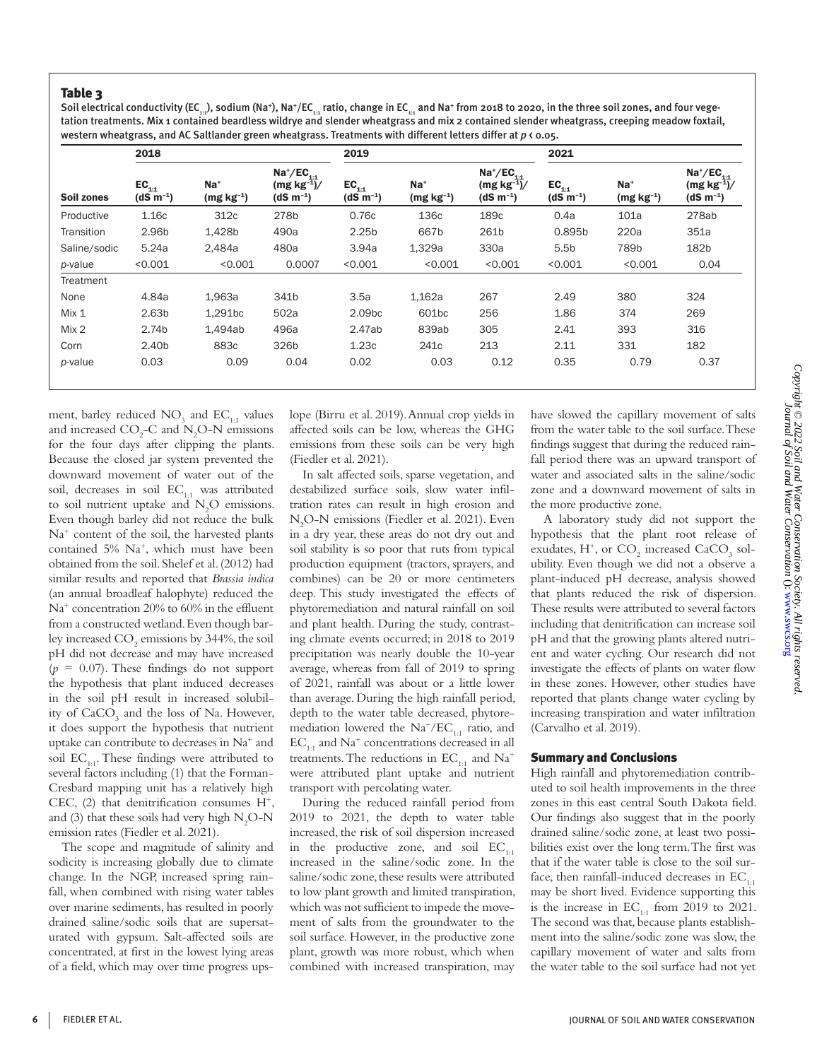## Table 3

Soil electrical conductivity ($EC_{1:1}$), sodium ($Na^+$), $Na^+/EC_{1:1}$ ratio, change in $EC_{1:1}$ and $Na^+$ from 2018 to 2020, in the three soil zones, and four vegetation treatments. Mix 1 contained beardless wildrye and slender wheatgrass and mix 2 contained slender wheatgrass, creeping meadow foxtail, western wheatgrass, and AC Saltlander green wheatgrass. Treatments with different letters differ at $p < 0.05$.

| | 2018 | | | 2019 | | | 2021 | | |
|---|---|---|---|---|---|---|---|---|---|
| Soil zones | $EC_{1:1}$ ($dS\ m^{-1}$) | $Na^+$ ($mg\ kg^{-1}$) | $Na^+/EC_{1:1}$ ($mg\ kg^{-1}$)/($dS\ m^{-1}$) | $EC_{1:1}$ ($dS\ m^{-1}$) | $Na^+$ ($mg\ kg^{-1}$) | $Na^+/EC_{1:1}$ ($mg\ kg^{-1}$)/($dS\ m^{-1}$) | $EC_{1:1}$ ($dS\ m^{-1}$) | $Na^+$ ($mg\ kg^{-1}$) | $Na^+/EC_{1:1}$ ($mg\ kg^{-1}$)/($dS\ m^{-1}$) |
| Productive | 1.16c | 312c | 278b | 0.76c | 136c | 189c | 0.4a | 101a | 278ab |
| Transition | 2.96b | 1,428b | 490a | 2.25b | 667b | 261b | 0.895b | 220a | 351a |
| Saline/sodic | 5.24a | 2,484a | 480a | 3.94a | 1,329a | 330a | 5.5b | 789b | 182b |
| *p*-value | <0.001 | <0.001 | 0.0007 | <0.001 | <0.001 | <0.001 | <0.001 | <0.001 | 0.04 |
| Treatment | | | | | | | | | |
| None | 4.84a | 1,963a | 341b | 3.5a | 1,162a | 267 | 2.49 | 380 | 324 |
| Mix 1 | 2.63b | 1,291bc | 502a | 2.09bc | 601bc | 256 | 1.86 | 374 | 269 |
| Mix 2 | 2.74b | 1,494ab | 496a | 2.47ab | 839ab | 305 | 2.41 | 393 | 316 |
| Corn | 2.40b | 883c | 326b | 1.23c | 241c | 213 | 2.11 | 331 | 182 |
| *p*-value | 0.03 | 0.09 | 0.04 | 0.02 | 0.03 | 0.12 | 0.35 | 0.79 | 0.37 |

ment, barley reduced $NO_3$ and $EC_{1:1}$ values and increased $CO_2$-C and $N_2O$-N emissions for the four days after clipping the plants. Because the closed jar system prevented the downward movement of water out of the soil, decreases in soil $EC_{1:1}$ was attributed to soil nutrient uptake and $N_2O$ emissions. Even though barley did not reduce the bulk $Na^+$ content of the soil, the harvested plants contained 5% $Na^+$, which must have been obtained from the soil. Shelef et al. (2012) had similar results and reported that *Brassia indica* (an annual broadleaf halophyte) reduced the $Na^+$ concentration 20% to 60% in the effluent from a constructed wetland. Even though barley increased $CO_2$ emissions by 344%, the soil pH did not decrease and may have increased ($p$ = 0.07). These findings do not support the hypothesis that plant induced decreases in the soil pH result in increased solubility of $CaCO_3$ and the loss of Na. However, it does support the hypothesis that nutrient uptake can contribute to decreases in $Na^+$ and soil $EC_{1:1}$. These findings were attributed to several factors including (1) that the Forman-Cresbard mapping unit has a relatively high CEC, (2) that denitrification consumes $H^+$, and (3) that these soils had very high $N_2O$-N emission rates (Fiedler et al. 2021).

The scope and magnitude of salinity and sodicity is increasing globally due to climate change. In the NGP, increased spring rainfall, when combined with rising water tables over marine sediments, has resulted in poorly drained saline/sodic soils that are supersaturated with gypsum. Salt-affected soils are concentrated, at first in the lowest lying areas of a field, which may over time progress upslope (Birru et al. 2019). Annual crop yields in affected soils can be low, whereas the GHG emissions from these soils can be very high (Fiedler et al. 2021).

In salt affected soils, sparse vegetation, and destabilized surface soils, slow water infiltration rates can result in high erosion and $N_2O$-N emissions (Fiedler et al. 2021). Even in a dry year, these areas do not dry out and soil stability is so poor that ruts from typical production equipment (tractors, sprayers, and combines) can be 20 or more centimeters deep. This study investigated the effects of phytoremediation and natural rainfall on soil and plant health. During the study, contrasting climate events occurred; in 2018 to 2019 precipitation was nearly double the 10-year average, whereas from fall of 2019 to spring of 2021, rainfall was about or a little lower than average. During the high rainfall period, depth to the water table decreased, phytoremediation lowered the $Na^+/EC_{1:1}$ ratio, and $EC_{1:1}$ and $Na^+$ concentrations decreased in all treatments. The reductions in $EC_{1:1}$ and $Na^+$ were attributed plant uptake and nutrient transport with percolating water.

During the reduced rainfall period from 2019 to 2021, the depth to water table increased, the risk of soil dispersion increased in the productive zone, and soil $EC_{1:1}$ increased in the saline/sodic zone. In the saline/sodic zone, these results were attributed to low plant growth and limited transpiration, which was not sufficient to impede the movement of salts from the groundwater to the soil surface. However, in the productive zone plant, growth was more robust, which when combined with increased transpiration, may have slowed the capillary movement of salts from the water table to the soil surface. These findings suggest that during the reduced rainfall period there was an upward transport of water and associated salts in the saline/sodic zone and a downward movement of salts in the more productive zone.

A laboratory study did not support the hypothesis that the plant root release of exudates, $H^+$, or $CO_2$ increased $CaCO_3$ solubility. Even though we did not a observe a plant-induced pH decrease, analysis showed that plants reduced the risk of dispersion. These results were attributed to several factors including that denitrification can increase soil pH and that the growing plants altered nutrient and water cycling. Our research did not investigate the effects of plants on water flow in these zones. However, other studies have reported that plants change water cycling by increasing transpiration and water infiltration (Carvalho et al. 2019).

## Summary and Conclusions

High rainfall and phytoremediation contributed to soil health improvements in the three zones in this east central South Dakota field. Our findings also suggest that in the poorly drained saline/sodic zone, at least two possibilities exist over the long term. The first was that if the water table is close to the soil surface, then rainfall-induced decreases in $EC_{1:1}$ may be short lived. Evidence supporting this is the increase in $EC_{1:1}$ from 2019 to 2021. The second was that, because plants establishment into the saline/sodic zone was slow, the capillary movement of water and salts from the water table to the soil surface had not yet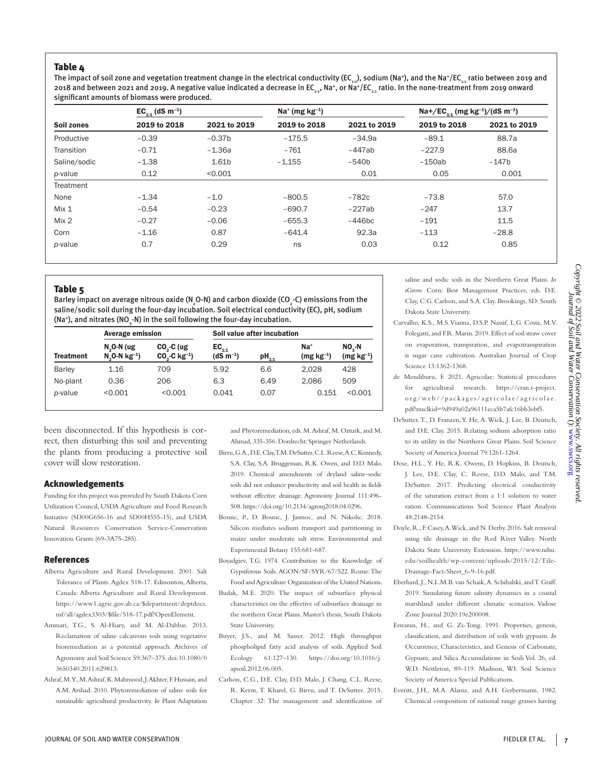### Table 4

The impact of soil zone and vegetation treatment change in the electrical conductivity ($EC_{1:1}$), sodium ($Na^+$), and the $Na^+/EC_{1:1}$ ratio between 2019 and 2018 and between 2021 and 2019. A negative value indicated a decrease in $EC_{1:1}$, $Na^+$, or $Na^+/EC_{1:1}$ ratio. In the none-treatment from 2019 onward significant amounts of biomass were produced.

| | $EC_{1:1}$ (dS $m^{-1}$) | | $Na^+$ (mg $kg^{-1}$) | | $Na+/EC_{1:1}$ (mg $kg^{-1}$)/(dS $m^{-1}$) | |
|---|---|---|---|---|---|---|
| Soil zones | 2019 to 2018 | 2021 to 2019 | 2019 to 2018 | 2021 to 2019 | 2019 to 2018 | 2021 to 2019 |
| Productive | −0.39 | −0.37b | −175.5 | −34.9a | −89.1 | 88.7a |
| Transition | −0.71 | −1.36a | −761 | −447ab | −227.9 | 88.6a |
| Saline/sodic | −1.38 | 1.61b | −1,155 | −540b | −150ab | −147b |
| *p*-value | 0.12 | <0.001 | | 0.01 | 0.05 | 0.001 |
| Treatment | | | | | | |
| None | −1.34 | −1.0 | −800.5 | −782c | −73.8 | 57.0 |
| Mix 1 | −0.54 | −0.23 | −690.7 | −227ab | −247 | 13.7 |
| Mix 2 | −0.27 | −0.06 | −655.3 | −446bc | −191 | 11.5 |
| Corn | −1.16 | 0.87 | −641.4 | 92.3a | −113 | −28.8 |
| *p*-value | 0.7 | 0.29 | ns | 0.03 | 0.12 | 0.85 |

### Table 5

Barley impact on average nitrous oxide ($N_2O$-N) and carbon dioxide ($CO_2$-C) emissions from the saline/sodic soil during the four-day incubation. Soil electrical conductivity (EC), pH, sodium ($Na^+$), and nitrates ($NO_3$-N) in the soil following the four-day incubation.

| | Average emission | | Soil value after incubation | | | |
|---|---|---|---|---|---|---|
| Treatment | $N_2O$-N (ug $N_2O$-N $kg^{-1}$) | $CO_2$-C (ug $CO_2$-C $kg^{-1}$) | $EC_{1:1}$ (dS $m^{-1}$) | $pH_{1:1}$ | $Na^+$ (mg $kg^{-1}$) | $NO_3$-N (mg $kg^{-1}$) |
| Barley | 1.16 | 709 | 5.92 | 6.6 | 2,028 | 428 |
| No-plant | 0.36 | 206 | 6.3 | 6.49 | 2,086 | 509 |
| *p*-value | <0.001 | <0.001 | 0.041 | 0.07 | 0.151 | <0.001 |

been disconnected. If this hypothesis is correct, then disturbing this soil and preventing the plants from producing a protective soil cover will slow restoration.

## Acknowledgements

Funding for this project was provided by South Dakota Corn Utilization Council, USDA Agriculture and Food Research Initiative (SD00G656-16 and SD00H555-15), and USDA Natural Resources Conservation Service-Conservation Innovation Grants (69-3A75-285).

## References

Alberta Agriculture and Rural Development. 2001. Salt Tolerance of Plants. Agdex 518-17. Edmonton, Alberta, Canada: Alberta Agriculture and Rural Development. https://www1.agric.gov.ab.ca/$department/deptdocs.nsf/all/agdex3303/$file/518-17.pdf?OpenElement.

Ammari, T.G., S. Al-Hiary, and M. Al-Dabbas. 2013. Reclamation of saline calcareous soils using vegetative bioremediation as a potential approach. Archives of Agronomy and Soil Science 59:367–375. doi:10.1080/03650340.2011.629813.

Ashraf, M.Y., M. Ashraf, K. Mahmood, J. Akhter, F. Hussain, and A.M. Arshad. 2010. Phytoremediation of saline soils for sustainable agricultural productivity. *In* Plant Adaptation and Phytoremediation, eds. M. Ashraf, M. Ozturk, and M. Ahmad, 335-356. Dordrecht: Springer Netherlands.

Birru, G.A., D.E. Clay, T.M. DeSutter, C.L. Reese, A.C. Kennedy, S.A. Clay, S.A. Bruggeman, R.K. Owen, and D.D. Malo. 2019. Chemical amendments of dryland saline–sodic soils did not enhance productivity and soil health in fields without effective drainage. Agronomy Journal 111:496-508. https://doi.org/10.2134/agronj2018.04.0296.

Bosnic, P., D. Bosnic, J. Jasmoc, and N. Nikolic. 2018. Silicon mediates sodium transport and partitioning in maize under moderate salt stress. Environmental and Experimental Botany 155:681-687.

Boyadgiev, T.G. 1974. Contribution to the Knowledge of Gypsiferous Soils. AGON/SF/SYR/67/522. Rome: The Food and Agriculture Organization of the United Nations.

Budak, M.E. 2020. The impact of subsurface physical characteristics on the effective of subsurface drainage in the northern Great Plains. Master's thesis, South Dakota State University.

Buyer, J.S., and M. Sasser. 2012. High throughput phospholipid fatty acid analysis of soils. Applied Soil Ecology 61:127–130. https://doi.org/10.1016/j.apsoil.2012.06.005.

Carlson, C.G., D.E. Clay, D.D. Malo, J. Chang, C.L. Reese, R. Kerns, T. Kharel, G. Birru, and T. DeSutter. 2015. Chapter 32: The management and identification of saline and sodic soils in the Northern Great Plains. *In* iGrow Corn: Best Management Practices, eds. D.E. Clay, C.G. Carlson, and S.A. Clay. Brookings, SD: South Dakota State University.

Carvalho, K.S., M.S. Vianna, D.S.P. Nassif, L.G. Costa, M.V. Folegatti, and F.R. Marin. 2019. Effect of soil straw cover on evaporation, transpiration, and evapotranspiration is sugar cane cultivation. Australian Journal of Crop Science 13:1362-1368.

de Mendiburu, F. 2021. Agricolae: Statistical procedures for agricultural research. https://cran.r-project.org/web//packages/agricolae/agricolae.pdf?msclkid=9d949a02a96111eca5b7afc16bb3ebf5.

DeSutter, T., D. Franzen, Y. He, A. Wick, J. Lee, B. Deutsch, and D.E. Clay. 2015. Relating sodium adsorption ratio to its utility in the Northern Great Plains. Soil Science Society of America Journal 79:1261-1264.

Dose, H.L., Y. He, R.K. Owens, D. Hopkins, B. Deutsch, J. Lee, D.E. Clay, C. Reese, D.D. Malo, and T.M. DeSutter. 2017. Predicting electrical conductivity of the saturation extract from a 1:1 solution to water ration. Communications Soil Science Plant Analysis 48:2148-2154.

Doyle, R., F. Casey, A. Wick, and N. Derby. 2016. Salt removal using tile drainage in the Red River Valley. North Dakota State University Extension. https://www.ndsu.edu/soilhealth/wp-content/uploads/2015/12/Tile-Drainage-Fact-Sheet_6-9-16.pdf.

Eberhard, J., N.L.M.B. van Schaik, A. Schibalski, and T. Graff. 2019. Simulating future salinity dynamics in a coastal marshland under different climatic scenarios. Vadose Zone Journal 2020:19e200008.

Eswaran, H., and G. Zi-Tong. 1991. Properties, genesis, classification, and distribution of soils with gypsum. *In* Occurrence, Characteristics, and Genesis of Carbonate, Gypsum, and Silica Accumulations in Soils Vol. 26, ed. W.D. Nettleton, 89-119. Madison, WI: Soil Science Society of America Special Publications.

Everitt, J.H., M.A. Alaniz, and A.H. Gerbermann. 1982. Chemical composition of national range grasses having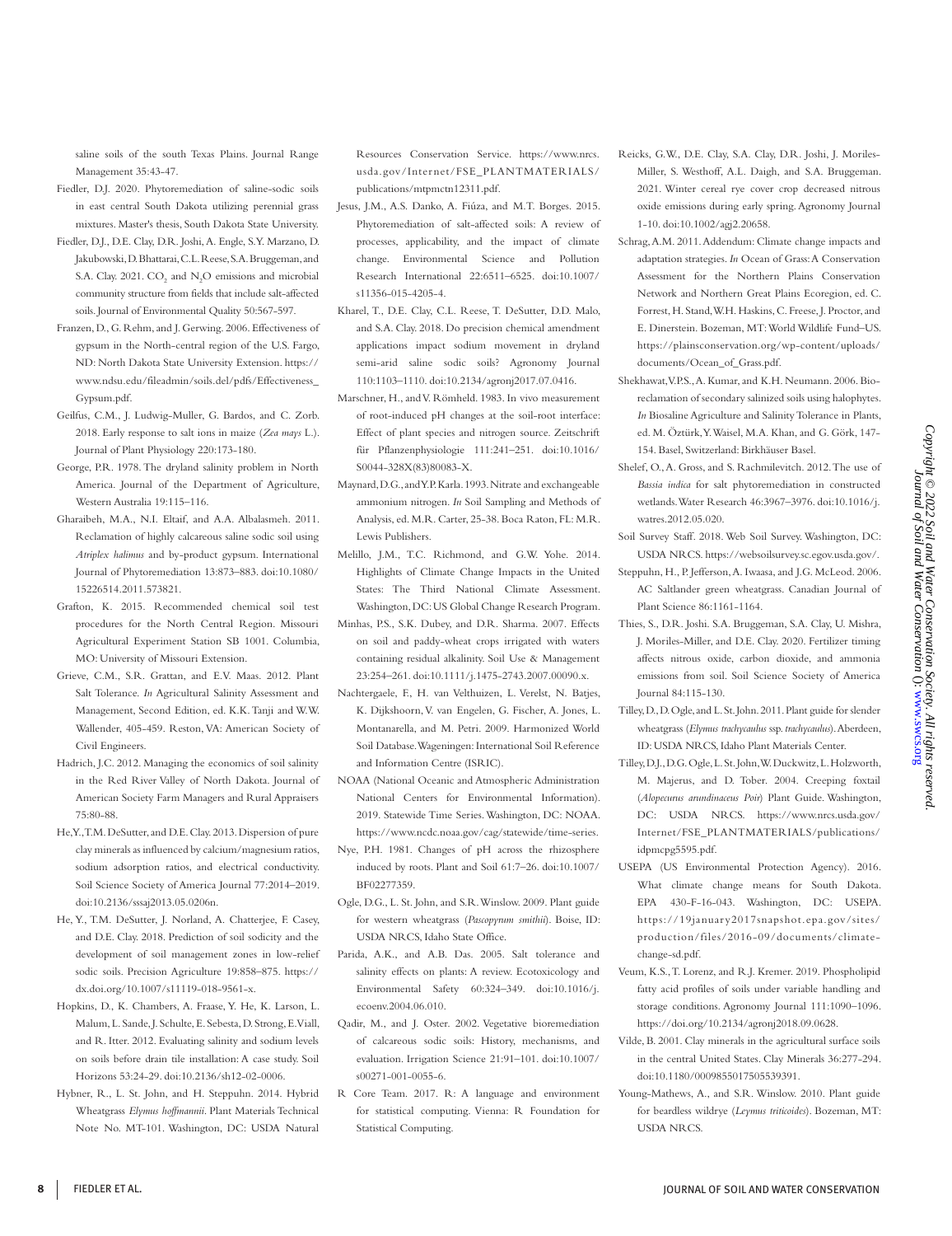saline soils of the south Texas Plains. Journal Range Management 35:43-47.

Fiedler, D.J. 2020. Phytoremediation of saline-sodic soils in east central South Dakota utilizing perennial grass mixtures. Master's thesis, South Dakota State University.

Fiedler, D.J., D.E. Clay, D.R. Joshi, A. Engle, S.Y. Marzano, D. Jakubowski, D. Bhattarai, C.L. Reese, S.A. Bruggeman, and S.A. Clay. 2021. $CO_2$ and $N_2O$ emissions and microbial community structure from fields that include salt-affected soils. Journal of Environmental Quality 50:567-597.

Franzen, D., G. Rehm, and J. Gerwing. 2006. Effectiveness of gypsum in the North-central region of the U.S. Fargo, ND: North Dakota State University Extension. https://www.ndsu.edu/fileadmin/soils.del/pdfs/Effectiveness_Gypsum.pdf.

Geilfus, C.M., J. Ludwig-Muller, G. Bardos, and C. Zorb. 2018. Early response to salt ions in maize (*Zea mays* L.). Journal of Plant Physiology 220:173-180.

George, P.R. 1978. The dryland salinity problem in North America. Journal of the Department of Agriculture, Western Australia 19:115–116.

Gharaibeh, M.A., N.I. Eltaif, and A.A. Albalasmeh. 2011. Reclamation of highly calcareous saline sodic soil using *Atriplex halimus* and by-product gypsum. International Journal of Phytoremediation 13:873–883. doi:10.1080/15226514.2011.573821.

Grafton, K. 2015. Recommended chemical soil test procedures for the North Central Region. Missouri Agricultural Experiment Station SB 1001. Columbia, MO: University of Missouri Extension.

Grieve, C.M., S.R. Grattan, and E.V. Maas. 2012. Plant Salt Tolerance. *In* Agricultural Salinity Assessment and Management, Second Edition, ed. K.K. Tanji and W.W. Wallender, 405-459. Reston, VA: American Society of Civil Engineers.

Hadrich, J.C. 2012. Managing the economics of soil salinity in the Red River Valley of North Dakota. Journal of American Society Farm Managers and Rural Appraisers 75:80-88.

He, Y., T.M. DeSutter, and D.E. Clay. 2013. Dispersion of pure clay minerals as influenced by calcium/magnesium ratios, sodium adsorption ratios, and electrical conductivity. Soil Science Society of America Journal 77:2014–2019. doi:10.2136/sssaj2013.05.0206n.

He, Y., T.M. DeSutter, J. Norland, A. Chatterjee, F. Casey, and D.E. Clay. 2018. Prediction of soil sodicity and the development of soil management zones in low-relief sodic soils. Precision Agriculture 19:858–875. https://dx.doi.org/10.1007/s11119-018-9561-x.

Hopkins, D., K. Chambers, A. Fraase, Y. He, K. Larson, L. Malum, L. Sande, J. Schulte, E. Sebesta, D. Strong, E. Viall, and R. Itter. 2012. Evaluating salinity and sodium levels on soils before drain tile installation: A case study. Soil Horizons 53:24-29. doi:10.2136/sh12-02-0006.

Hybner, R., L. St. John, and H. Steppuhn. 2014. Hybrid Wheatgrass *Elymus hoffmannii*. Plant Materials Technical Note No. MT-101. Washington, DC: USDA Natural Resources Conservation Service. https://www.nrcs.usda.gov/Internet/FSE_PLANTMATERIALS/publications/mtpmctn12311.pdf.

Jesus, J.M., A.S. Danko, A. Fiúza, and M.T. Borges. 2015. Phytoremediation of salt-affected soils: A review of processes, applicability, and the impact of climate change. Environmental Science and Pollution Research International 22:6511–6525. doi:10.1007/s11356-015-4205-4.

Kharel, T., D.E. Clay, C.L. Reese, T. DeSutter, D.D. Malo, and S.A. Clay. 2018. Do precision chemical amendment applications impact sodium movement in dryland semi-arid saline sodic soils? Agronomy Journal 110:1103–1110. doi:10.2134/agronj2017.07.0416.

Marschner, H., and V. Römheld. 1983. In vivo measurement of root-induced pH changes at the soil-root interface: Effect of plant species and nitrogen source. Zeitschrift für Pflanzenphysiologie 111:241–251. doi:10.1016/S0044-328X(83)80083-X.

Maynard, D.G., and Y.P. Karla. 1993. Nitrate and exchangeable ammonium nitrogen. *In* Soil Sampling and Methods of Analysis, ed. M.R. Carter, 25-38. Boca Raton, FL: M.R. Lewis Publishers.

Melillo, J.M., T.C. Richmond, and G.W. Yohe. 2014. Highlights of Climate Change Impacts in the United States: The Third National Climate Assessment. Washington, DC: US Global Change Research Program.

Minhas, P.S., S.K. Dubey, and D.R. Sharma. 2007. Effects on soil and paddy-wheat crops irrigated with waters containing residual alkalinity. Soil Use & Management 23:254–261. doi:10.1111/j.1475-2743.2007.00090.x.

Nachtergaele, F., H. van Velthuizen, L. Verelst, N. Batjes, K. Dijkshoorn, V. van Engelen, G. Fischer, A. Jones, L. Montanarella, and M. Petri. 2009. Harmonized World Soil Database. Wageningen: International Soil Reference and Information Centre (ISRIC).

NOAA (National Oceanic and Atmospheric Administration National Centers for Environmental Information). 2019. Statewide Time Series. Washington, DC: NOAA. https://www.ncdc.noaa.gov/cag/statewide/time-series.

Nye, P.H. 1981. Changes of pH across the rhizosphere induced by roots. Plant and Soil 61:7–26. doi:10.1007/BF02277359.

Ogle, D.G., L. St. John, and S.R. Winslow. 2009. Plant guide for western wheatgrass (*Pascopyrum smithii*). Boise, ID: USDA NRCS, Idaho State Office.

Parida, A.K., and A.B. Das. 2005. Salt tolerance and salinity effects on plants: A review. Ecotoxicology and Environmental Safety 60:324–349. doi:10.1016/j.ecoenv.2004.06.010.

Qadir, M., and J. Oster. 2002. Vegetative bioremediation of calcareous sodic soils: History, mechanisms, and evaluation. Irrigation Science 21:91–101. doi:10.1007/s00271-001-0055-6.

R Core Team. 2017. R: A language and environment for statistical computing. Vienna: R Foundation for Statistical Computing.

Reicks, G.W., D.E. Clay, S.A. Clay, D.R. Joshi, J. Moriles-Miller, S. Westhoff, A.L. Daigh, and S.A. Bruggeman. 2021. Winter cereal rye cover crop decreased nitrous oxide emissions during early spring. Agronomy Journal 1-10. doi:10.1002/agj2.20658.

Schrag, A.M. 2011. Addendum: Climate change impacts and adaptation strategies. *In* Ocean of Grass: A Conservation Assessment for the Northern Plains Conservation Network and Northern Great Plains Ecoregion, ed. C. Forrest, H. Stand, W.H. Haskins, C. Freese, J. Proctor, and E. Dinerstein. Bozeman, MT: World Wildlife Fund–US. https://plainsconservation.org/wp-content/uploads/documents/Ocean_of_Grass.pdf.

Shekhawat, V.P.S., A. Kumar, and K.H. Neumann. 2006. Bio-reclamation of secondary salinized soils using halophytes. *In* Biosaline Agriculture and Salinity Tolerance in Plants, ed. M. Öztürk, Y. Waisel, M.A. Khan, and G. Görk, 147-154. Basel, Switzerland: Birkhäuser Basel.

Shelef, O., A. Gross, and S. Rachmilevitch. 2012. The use of *Bassia indica* for salt phytoremediation in constructed wetlands. Water Research 46:3967–3976. doi:10.1016/j.watres.2012.05.020.

Soil Survey Staff. 2018. Web Soil Survey. Washington, DC: USDA NRCS. https://websoilsurvey.sc.egov.usda.gov/.

Steppuhn, H., P. Jefferson, A. Iwaasa, and J.G. McLeod. 2006. AC Saltlander green wheatgrass. Canadian Journal of Plant Science 86:1161-1164.

Thies, S., D.R. Joshi. S.A. Bruggeman, S.A. Clay, U. Mishra, J. Moriles-Miller, and D.E. Clay. 2020. Fertilizer timing affects nitrous oxide, carbon dioxide, and ammonia emissions from soil. Soil Science Society of America Journal 84:115-130.

Tilley, D., D. Ogle, and L. St. John. 2011. Plant guide for slender wheatgrass (*Elymus trachycaulus* ssp. *trachycaulus*). Aberdeen, ID: USDA NRCS, Idaho Plant Materials Center.

Tilley, D.J., D.G. Ogle, L. St. John, W. Duckwitz, L. Holzworth, M. Majerus, and D. Tober. 2004. Creeping foxtail (*Alopecurus arundinaceus Poir*) Plant Guide. Washington, DC: USDA NRCS. https://www.nrcs.usda.gov/Internet/FSE_PLANTMATERIALS/publications/idpmcpg5595.pdf.

USEPA (US Environmental Protection Agency). 2016. What climate change means for South Dakota. EPA 430-F-16-043. Washington, DC: USEPA. https://19january2017snapshot.epa.gov/sites/production/files/2016-09/documents/climate-change-sd.pdf.

Veum, K.S., T. Lorenz, and R.J. Kremer. 2019. Phospholipid fatty acid profiles of soils under variable handling and storage conditions. Agronomy Journal 111:1090–1096. https://doi.org/10.2134/agronj2018.09.0628.

Vilde, B. 2001. Clay minerals in the agricultural surface soils in the central United States. Clay Minerals 36:277-294. doi:10.1180/000985501750539391.

Young-Mathews, A., and S.R. Winslow. 2010. Plant guide for beardless wildrye (*Leymus triticoides*). Bozeman, MT: USDA NRCS.